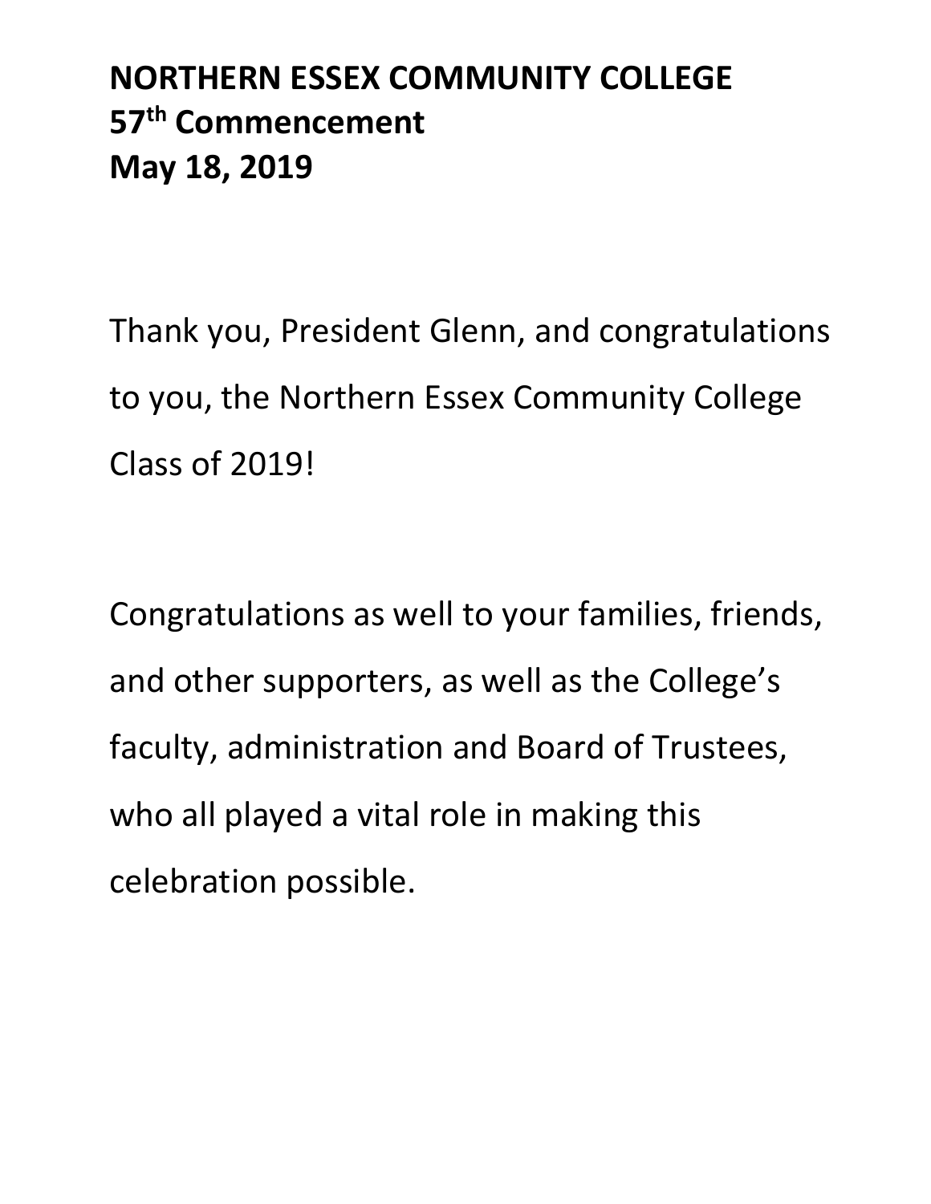**NORTHERN ESSEX COMMUNITY COLLEGE**
**57th Commencement**
**May 18, 2019**

Thank you, President Glenn, and congratulations to you, the Northern Essex Community College Class of 2019!

Congratulations as well to your families, friends, and other supporters, as well as the College's faculty, administration and Board of Trustees, who all played a vital role in making this celebration possible.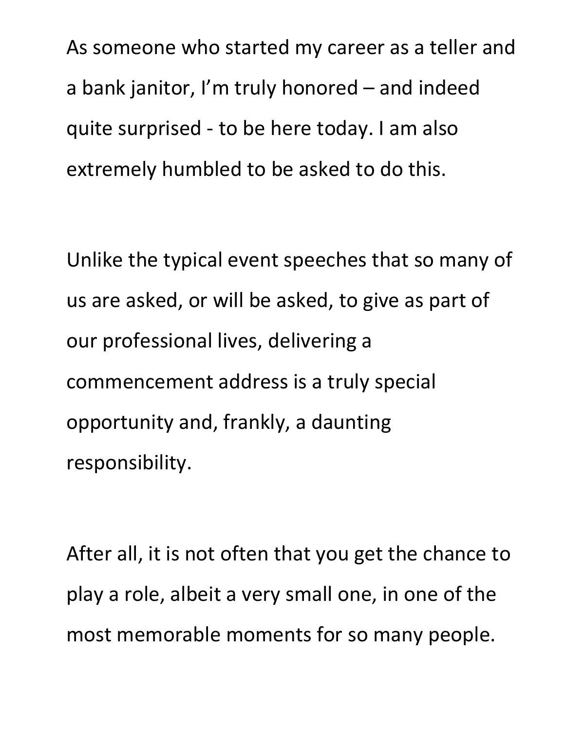As someone who started my career as a teller and a bank janitor, I'm truly honored – and indeed quite surprised - to be here today. I am also extremely humbled to be asked to do this.

Unlike the typical event speeches that so many of us are asked, or will be asked, to give as part of our professional lives, delivering a commencement address is a truly special opportunity and, frankly, a daunting responsibility.

After all, it is not often that you get the chance to play a role, albeit a very small one, in one of the most memorable moments for so many people.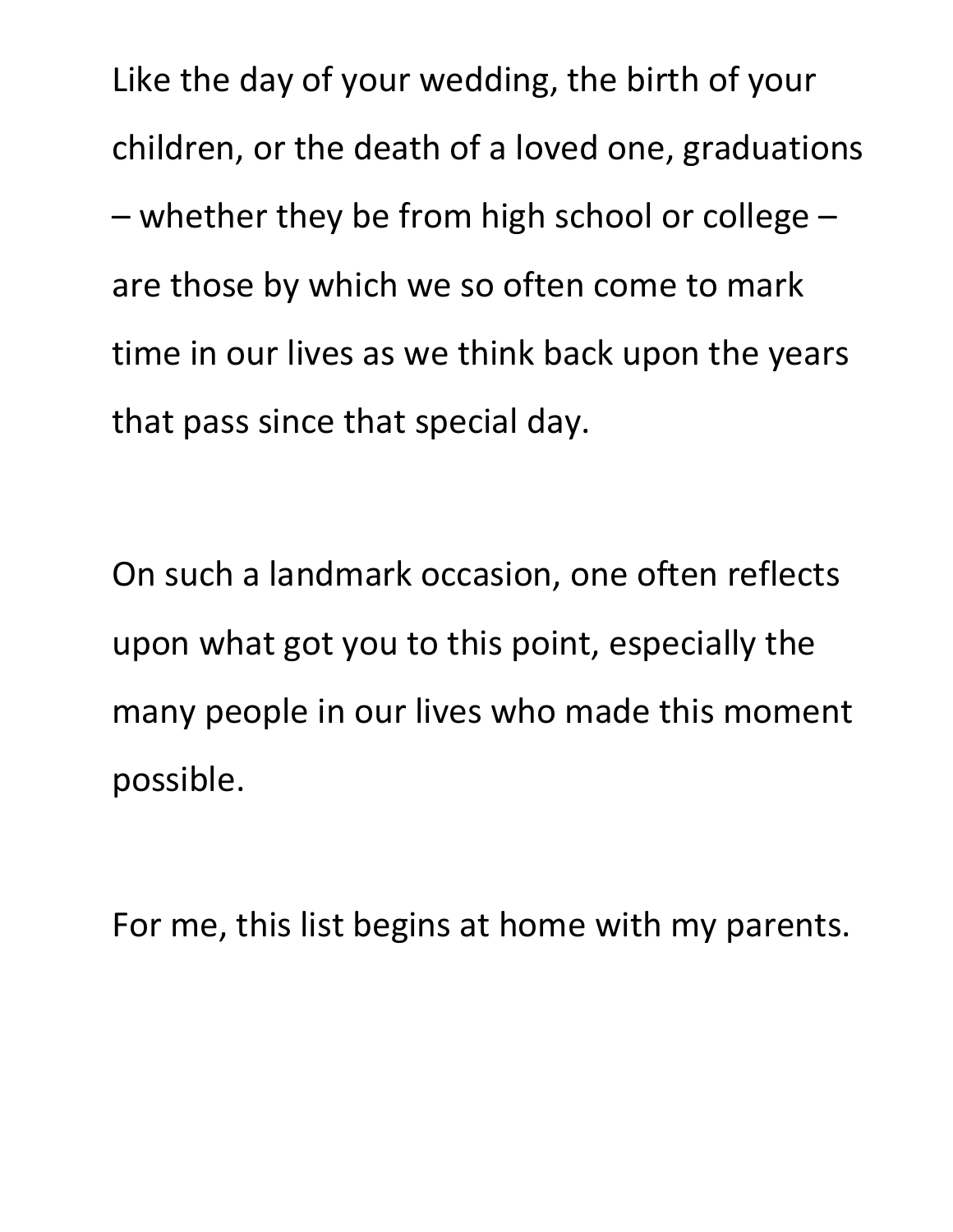Like the day of your wedding, the birth of your children, or the death of a loved one, graduations – whether they be from high school or college – are those by which we so often come to mark time in our lives as we think back upon the years that pass since that special day.

On such a landmark occasion, one often reflects upon what got you to this point, especially the many people in our lives who made this moment possible.

For me, this list begins at home with my parents.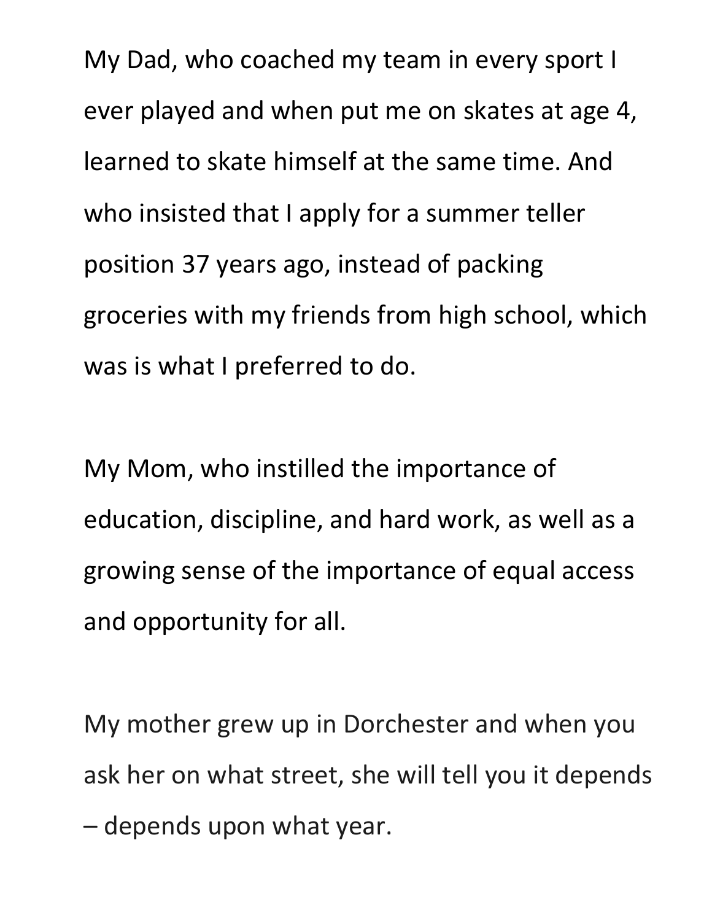My Dad, who coached my team in every sport I ever played and when put me on skates at age 4, learned to skate himself at the same time. And who insisted that I apply for a summer teller position 37 years ago, instead of packing groceries with my friends from high school, which was is what I preferred to do.

My Mom, who instilled the importance of education, discipline, and hard work, as well as a growing sense of the importance of equal access and opportunity for all.

My mother grew up in Dorchester and when you ask her on what street, she will tell you it depends – depends upon what year.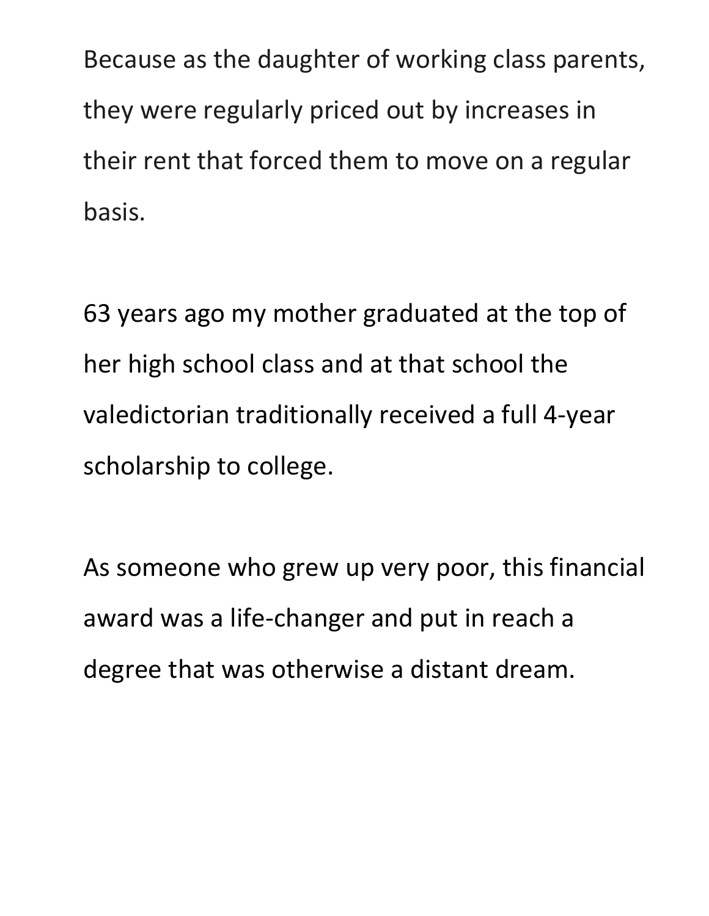Because as the daughter of working class parents, they were regularly priced out by increases in their rent that forced them to move on a regular basis.

63 years ago my mother graduated at the top of her high school class and at that school the valedictorian traditionally received a full 4-year scholarship to college.

As someone who grew up very poor, this financial award was a life-changer and put in reach a degree that was otherwise a distant dream.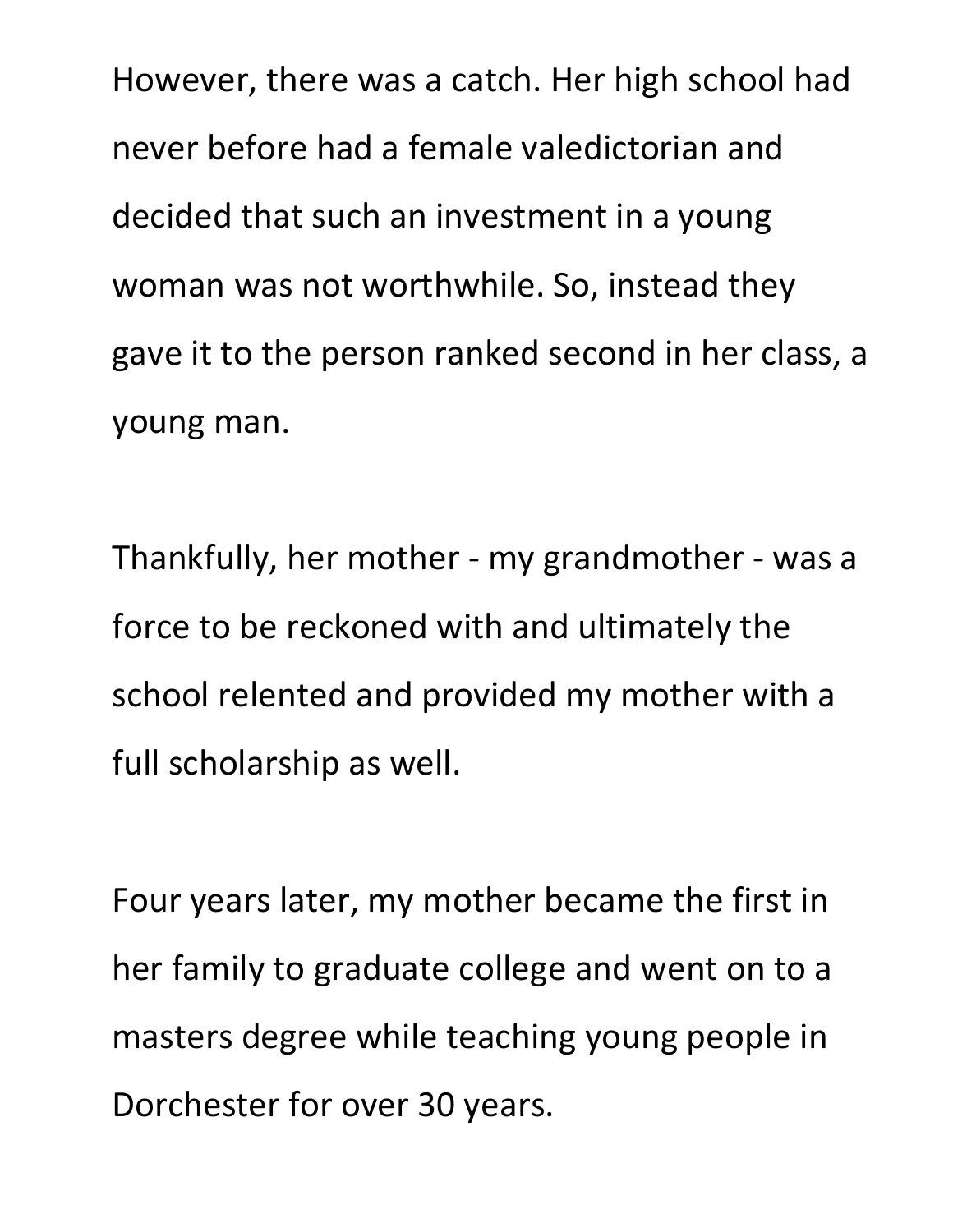However, there was a catch. Her high school had never before had a female valedictorian and decided that such an investment in a young woman was not worthwhile. So, instead they gave it to the person ranked second in her class, a young man.

Thankfully, her mother - my grandmother - was a force to be reckoned with and ultimately the school relented and provided my mother with a full scholarship as well.

Four years later, my mother became the first in her family to graduate college and went on to a masters degree while teaching young people in Dorchester for over 30 years.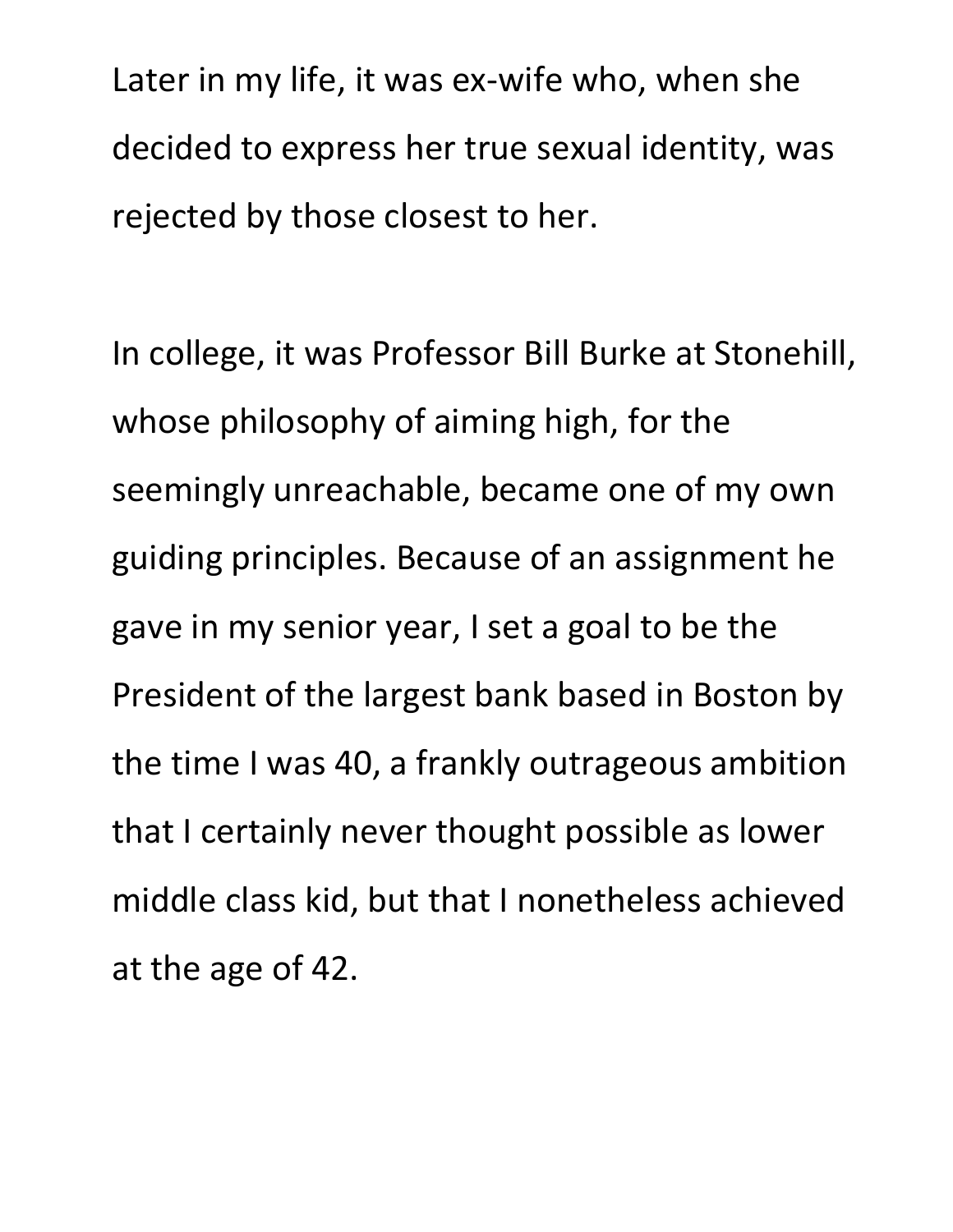Later in my life, it was ex-wife who, when she decided to express her true sexual identity, was rejected by those closest to her.

In college, it was Professor Bill Burke at Stonehill, whose philosophy of aiming high, for the seemingly unreachable, became one of my own guiding principles. Because of an assignment he gave in my senior year, I set a goal to be the President of the largest bank based in Boston by the time I was 40, a frankly outrageous ambition that I certainly never thought possible as lower middle class kid, but that I nonetheless achieved at the age of 42.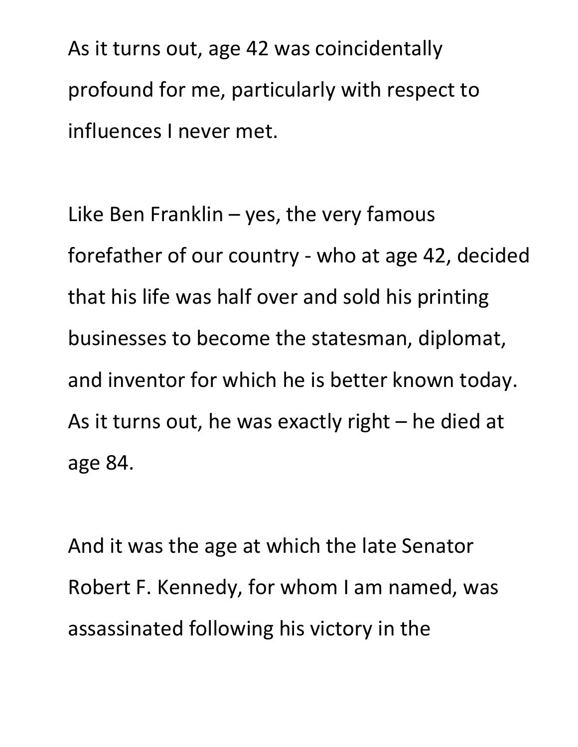As it turns out, age 42 was coincidentally profound for me, particularly with respect to influences I never met.

Like Ben Franklin – yes, the very famous forefather of our country - who at age 42, decided that his life was half over and sold his printing businesses to become the statesman, diplomat, and inventor for which he is better known today. As it turns out, he was exactly right – he died at age 84.

And it was the age at which the late Senator Robert F. Kennedy, for whom I am named, was assassinated following his victory in the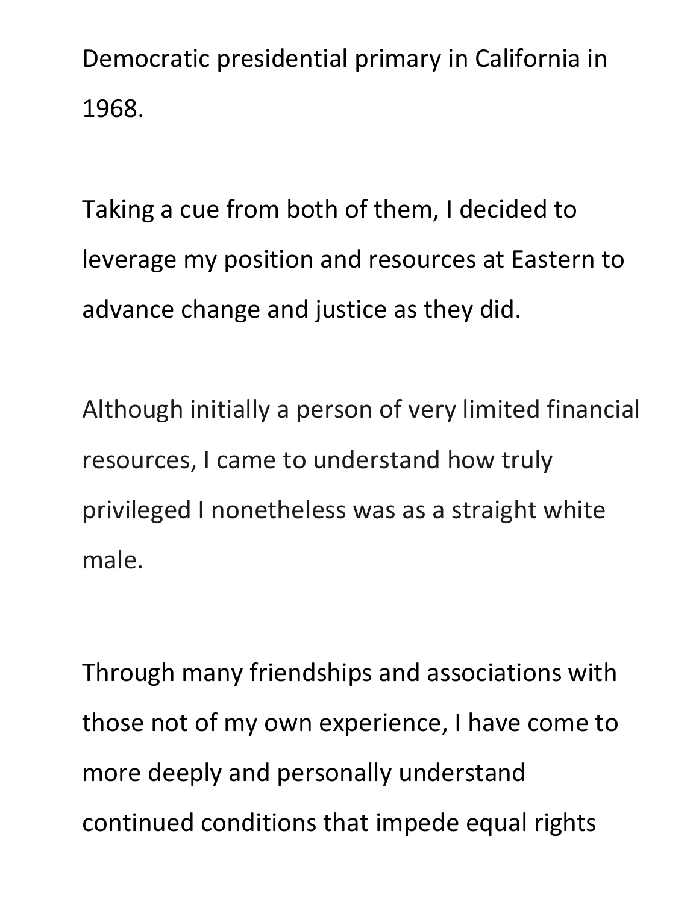Democratic presidential primary in California in 1968.

Taking a cue from both of them, I decided to leverage my position and resources at Eastern to advance change and justice as they did.

Although initially a person of very limited financial resources, I came to understand how truly privileged I nonetheless was as a straight white male.

Through many friendships and associations with those not of my own experience, I have come to more deeply and personally understand continued conditions that impede equal rights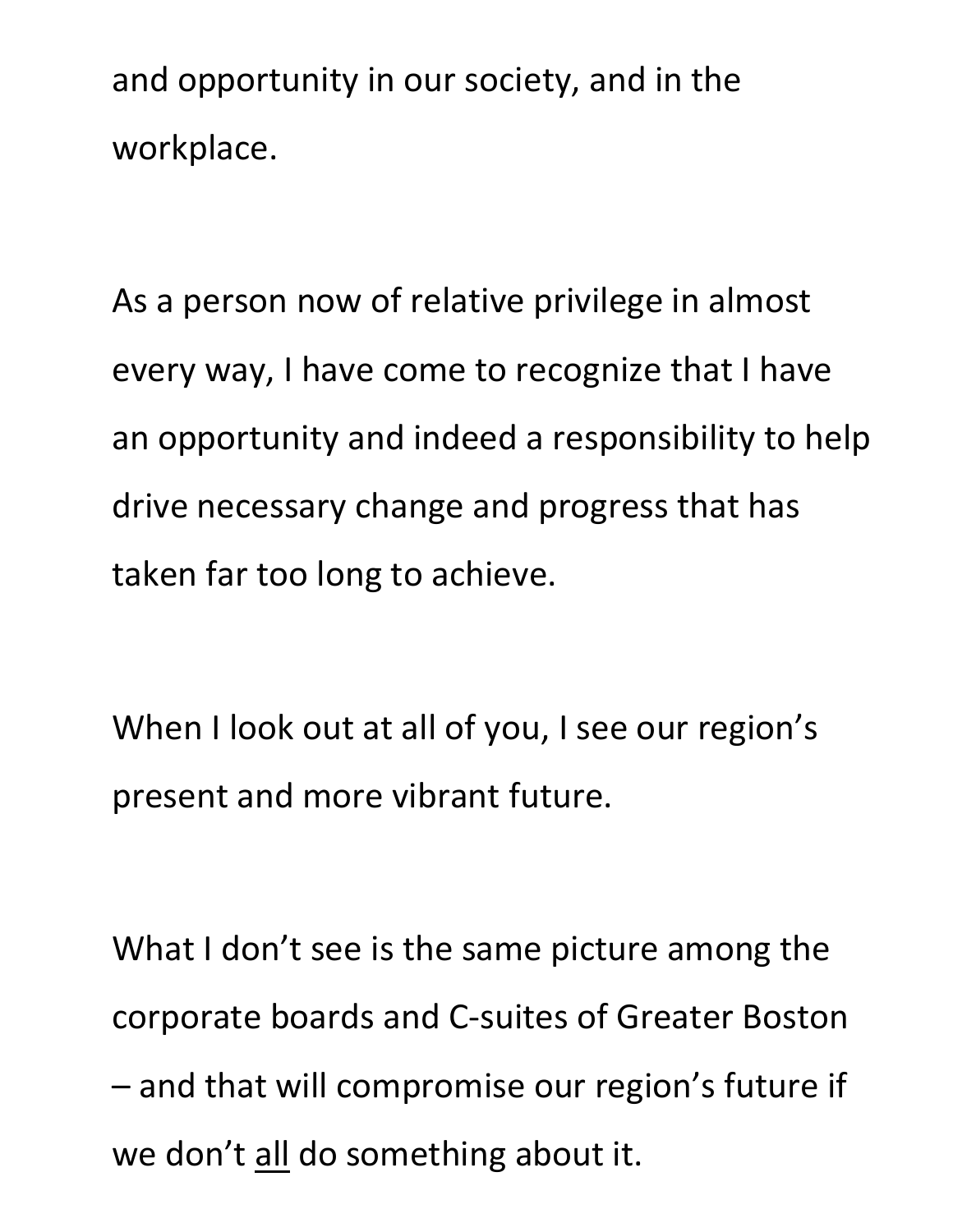and opportunity in our society, and in the workplace.

As a person now of relative privilege in almost every way, I have come to recognize that I have an opportunity and indeed a responsibility to help drive necessary change and progress that has taken far too long to achieve.

When I look out at all of you, I see our region's present and more vibrant future.

What I don't see is the same picture among the corporate boards and C-suites of Greater Boston – and that will compromise our region's future if we don't <u>all</u> do something about it.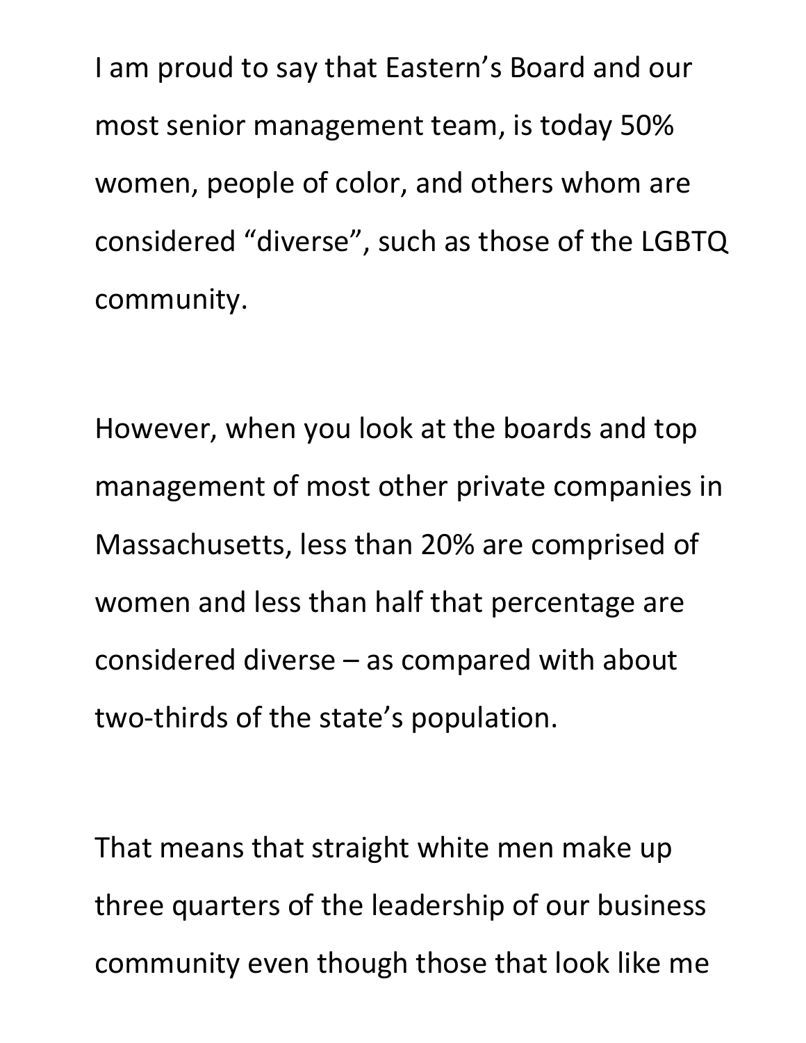I am proud to say that Eastern's Board and our most senior management team, is today 50% women, people of color, and others whom are considered "diverse", such as those of the LGBTQ community.

However, when you look at the boards and top management of most other private companies in Massachusetts, less than 20% are comprised of women and less than half that percentage are considered diverse – as compared with about two-thirds of the state's population.

That means that straight white men make up three quarters of the leadership of our business community even though those that look like me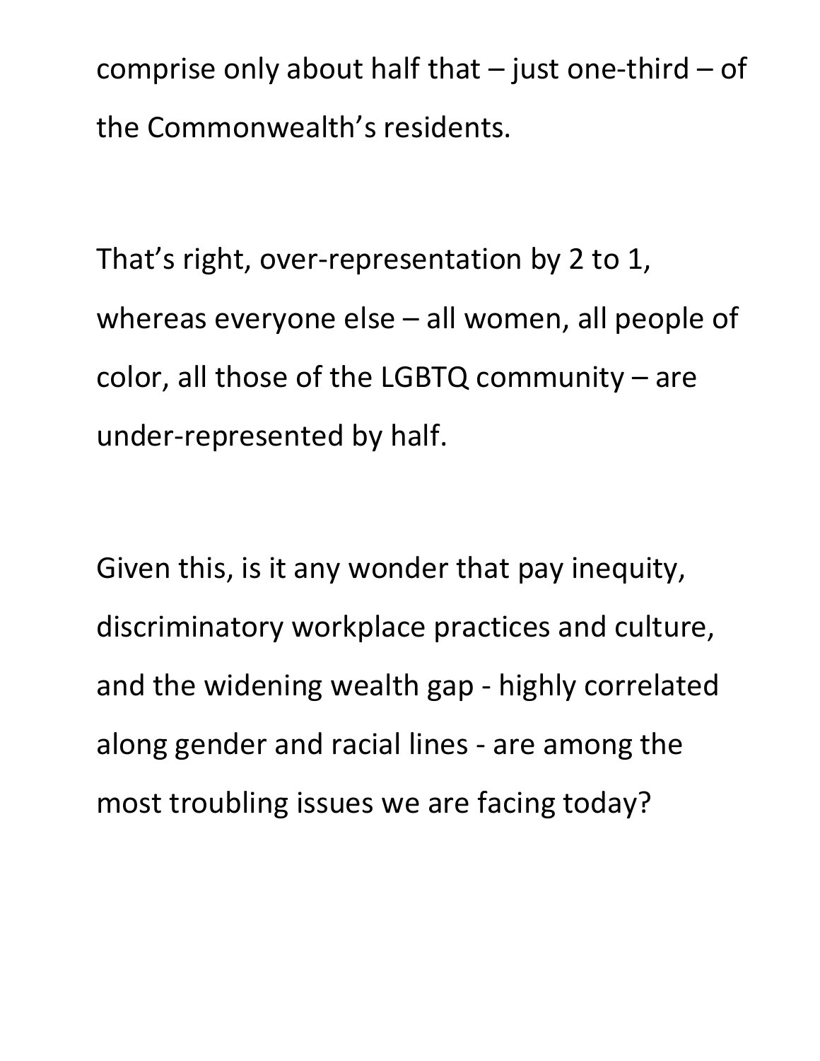comprise only about half that – just one-third – of the Commonwealth's residents.

That's right, over-representation by 2 to 1, whereas everyone else – all women, all people of color, all those of the LGBTQ community – are under-represented by half.

Given this, is it any wonder that pay inequity, discriminatory workplace practices and culture, and the widening wealth gap - highly correlated along gender and racial lines - are among the most troubling issues we are facing today?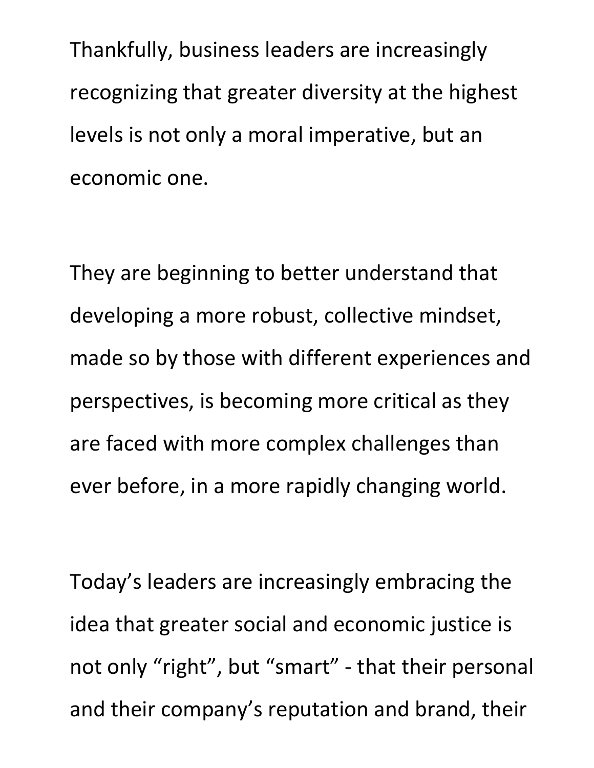Thankfully, business leaders are increasingly recognizing that greater diversity at the highest levels is not only a moral imperative, but an economic one.

They are beginning to better understand that developing a more robust, collective mindset, made so by those with different experiences and perspectives, is becoming more critical as they are faced with more complex challenges than ever before, in a more rapidly changing world.

Today's leaders are increasingly embracing the idea that greater social and economic justice is not only "right", but "smart" - that their personal and their company's reputation and brand, their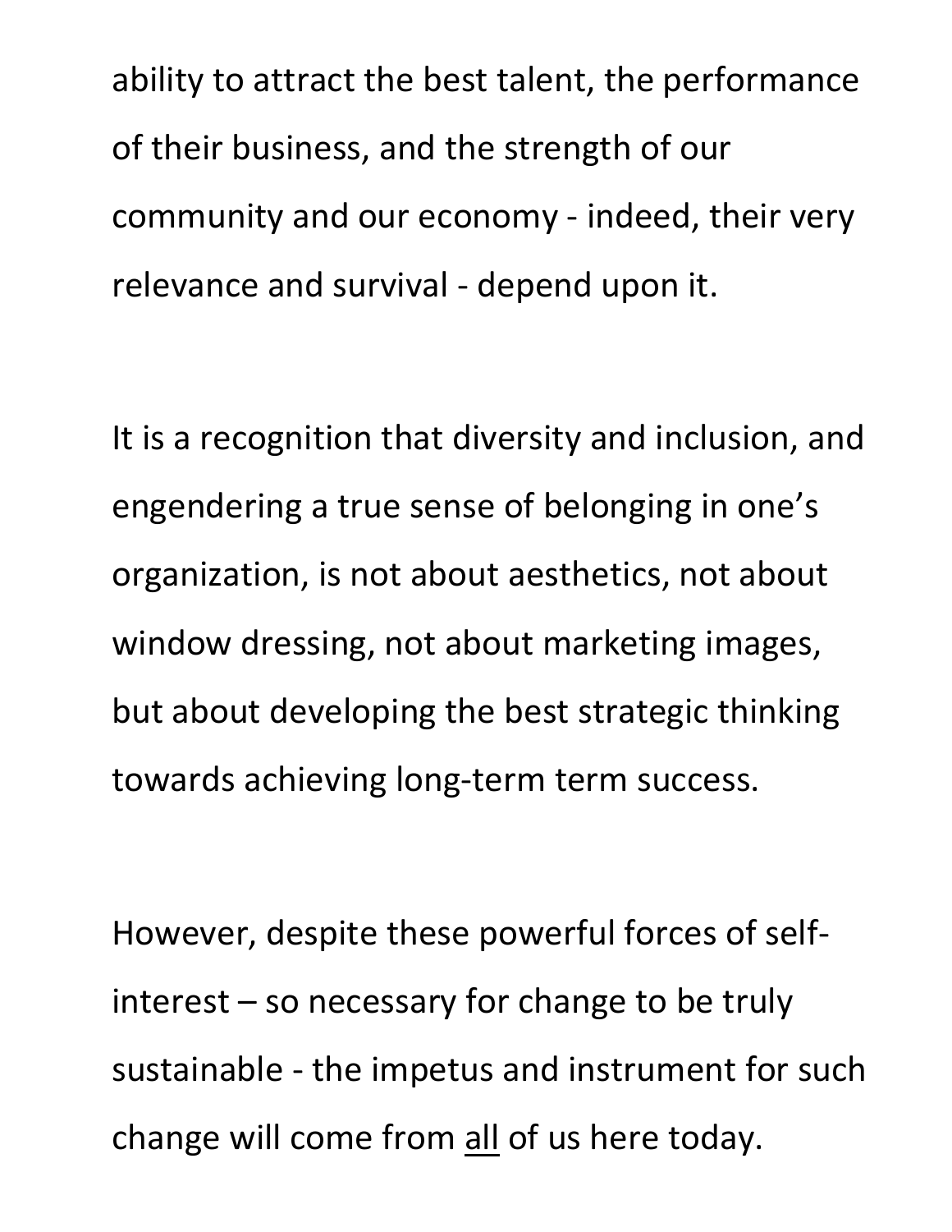ability to attract the best talent, the performance of their business, and the strength of our community and our economy - indeed, their very relevance and survival - depend upon it.

It is a recognition that diversity and inclusion, and engendering a true sense of belonging in one's organization, is not about aesthetics, not about window dressing, not about marketing images, but about developing the best strategic thinking towards achieving long-term term success.

However, despite these powerful forces of self-interest – so necessary for change to be truly sustainable - the impetus and instrument for such change will come from <u>all</u> of us here today.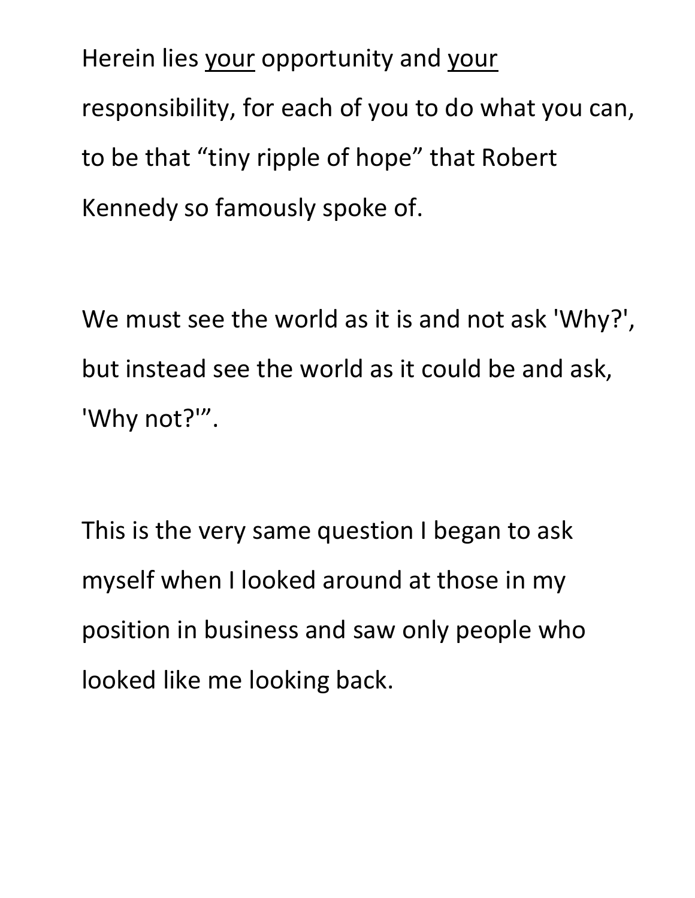Herein lies <u>your</u> opportunity and <u>your</u> responsibility, for each of you to do what you can, to be that “tiny ripple of hope” that Robert Kennedy so famously spoke of.

We must see the world as it is and not ask 'Why?', but instead see the world as it could be and ask, 'Why not?'”.

This is the very same question I began to ask myself when I looked around at those in my position in business and saw only people who looked like me looking back.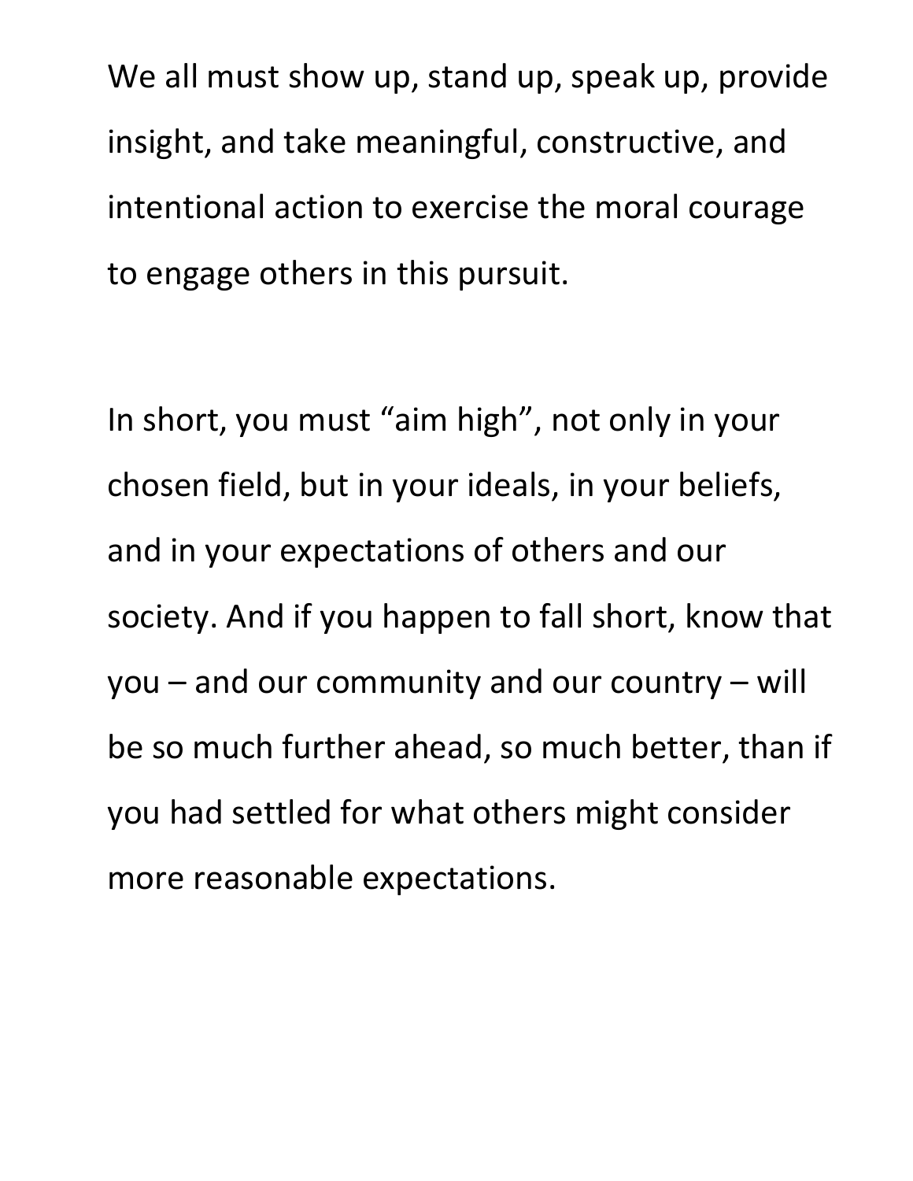We all must show up, stand up, speak up, provide insight, and take meaningful, constructive, and intentional action to exercise the moral courage to engage others in this pursuit.

In short, you must “aim high”, not only in your chosen field, but in your ideals, in your beliefs, and in your expectations of others and our society. And if you happen to fall short, know that you – and our community and our country – will be so much further ahead, so much better, than if you had settled for what others might consider more reasonable expectations.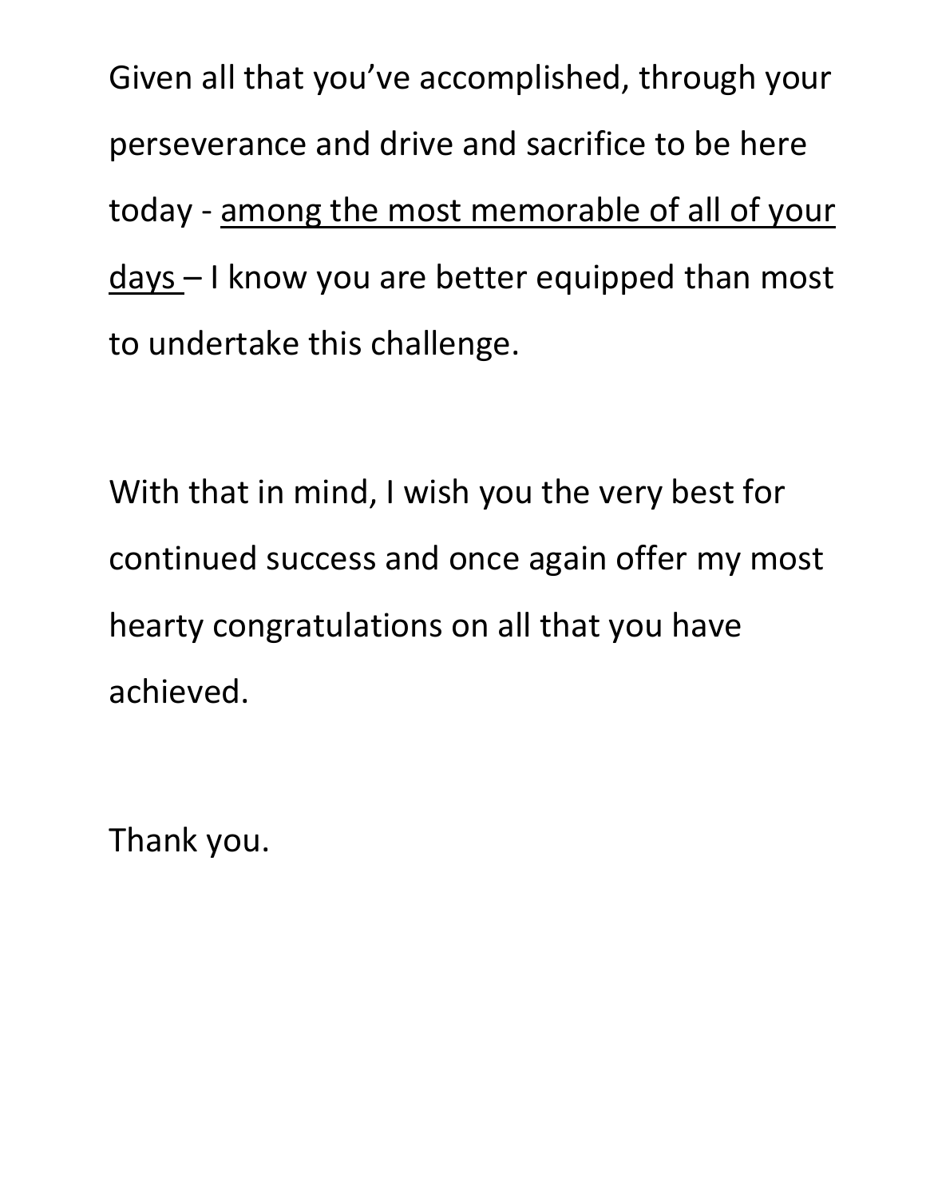Given all that you've accomplished, through your perseverance and drive and sacrifice to be here today - <u>among the most memorable of all of your days</u> – I know you are better equipped than most to undertake this challenge.

With that in mind, I wish you the very best for continued success and once again offer my most hearty congratulations on all that you have achieved.

Thank you.